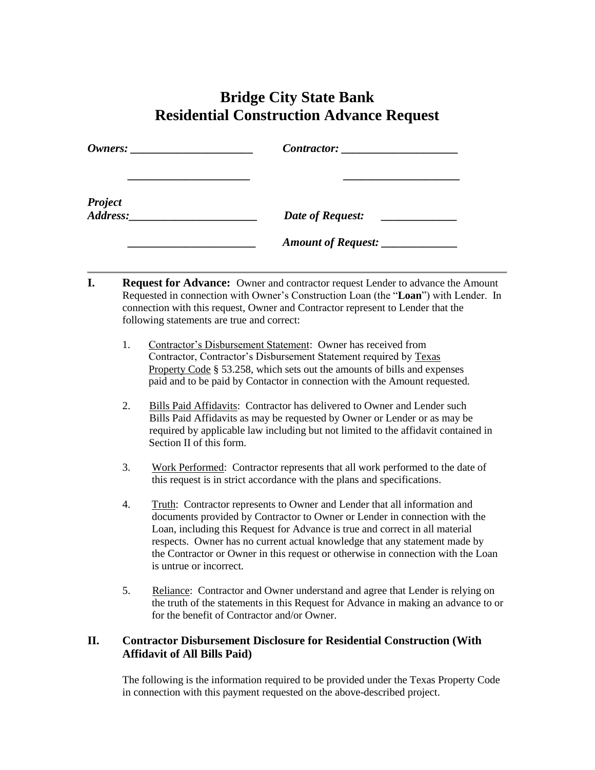# Bridge City State Bank
# Residential Construction Advance Request

***Owners:*** _____________________ ***Contractor:*** ____________________

_____________________ ____________________

***Project Address:*** ______________________ ***Date of Request:*** _____________

______________________ ***Amount of Request:*** _____________

---

**I. Request for Advance:** Owner and contractor request Lender to advance the Amount Requested in connection with Owner's Construction Loan (the "**Loan**") with Lender. In connection with this request, Owner and Contractor represent to Lender that the following statements are true and correct:

1. Contractor's Disbursement Statement: Owner has received from Contractor, Contractor's Disbursement Statement required by Texas Property Code § 53.258, which sets out the amounts of bills and expenses paid and to be paid by Contactor in connection with the Amount requested.

2. Bills Paid Affidavits: Contractor has delivered to Owner and Lender such Bills Paid Affidavits as may be requested by Owner or Lender or as may be required by applicable law including but not limited to the affidavit contained in Section II of this form.

3. Work Performed: Contractor represents that all work performed to the date of this request is in strict accordance with the plans and specifications.

4. Truth: Contractor represents to Owner and Lender that all information and documents provided by Contractor to Owner or Lender in connection with the Loan, including this Request for Advance is true and correct in all material respects. Owner has no current actual knowledge that any statement made by the Contractor or Owner in this request or otherwise in connection with the Loan is untrue or incorrect.

5. Reliance: Contractor and Owner understand and agree that Lender is relying on the truth of the statements in this Request for Advance in making an advance to or for the benefit of Contractor and/or Owner.

**II. Contractor Disbursement Disclosure for Residential Construction (With Affidavit of All Bills Paid)**

The following is the information required to be provided under the Texas Property Code in connection with this payment requested on the above-described project.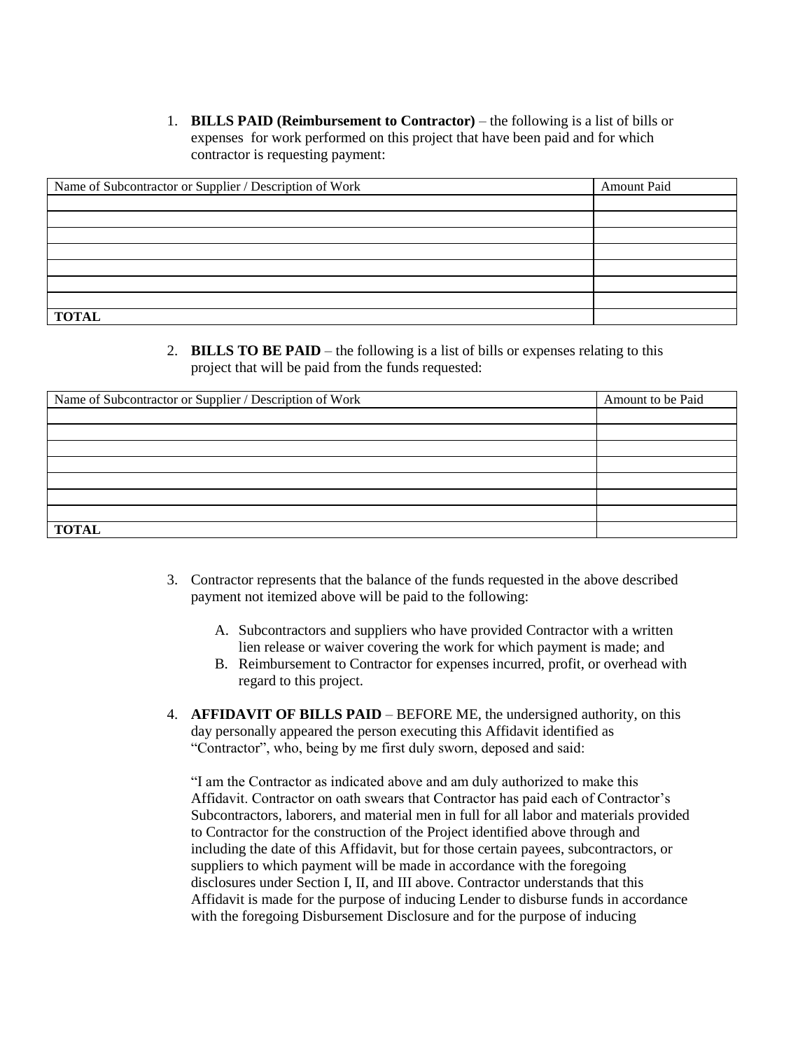1. **BILLS PAID (Reimbursement to Contractor)** – the following is a list of bills or expenses for work performed on this project that have been paid and for which contractor is requesting payment:

| Name of Subcontractor or Supplier / Description of Work | Amount Paid |
|---|---|
| | |
| | |
| | |
| | |
| | |
| | |
| | |
| **TOTAL** | |

2. **BILLS TO BE PAID** – the following is a list of bills or expenses relating to this project that will be paid from the funds requested:

| Name of Subcontractor or Supplier / Description of Work | Amount to be Paid |
|---|---|
| | |
| | |
| | |
| | |
| | |
| | |
| | |
| **TOTAL** | |

3. Contractor represents that the balance of the funds requested in the above described payment not itemized above will be paid to the following:

   A. Subcontractors and suppliers who have provided Contractor with a written lien release or waiver covering the work for which payment is made; and
   
   B. Reimbursement to Contractor for expenses incurred, profit, or overhead with regard to this project.

4. **AFFIDAVIT OF BILLS PAID** – BEFORE ME, the undersigned authority, on this day personally appeared the person executing this Affidavit identified as "Contractor", who, being by me first duly sworn, deposed and said:

   "I am the Contractor as indicated above and am duly authorized to make this Affidavit. Contractor on oath swears that Contractor has paid each of Contractor's Subcontractors, laborers, and material men in full for all labor and materials provided to Contractor for the construction of the Project identified above through and including the date of this Affidavit, but for those certain payees, subcontractors, or suppliers to which payment will be made in accordance with the foregoing disclosures under Section I, II, and III above. Contractor understands that this Affidavit is made for the purpose of inducing Lender to disburse funds in accordance with the foregoing Disbursement Disclosure and for the purpose of inducing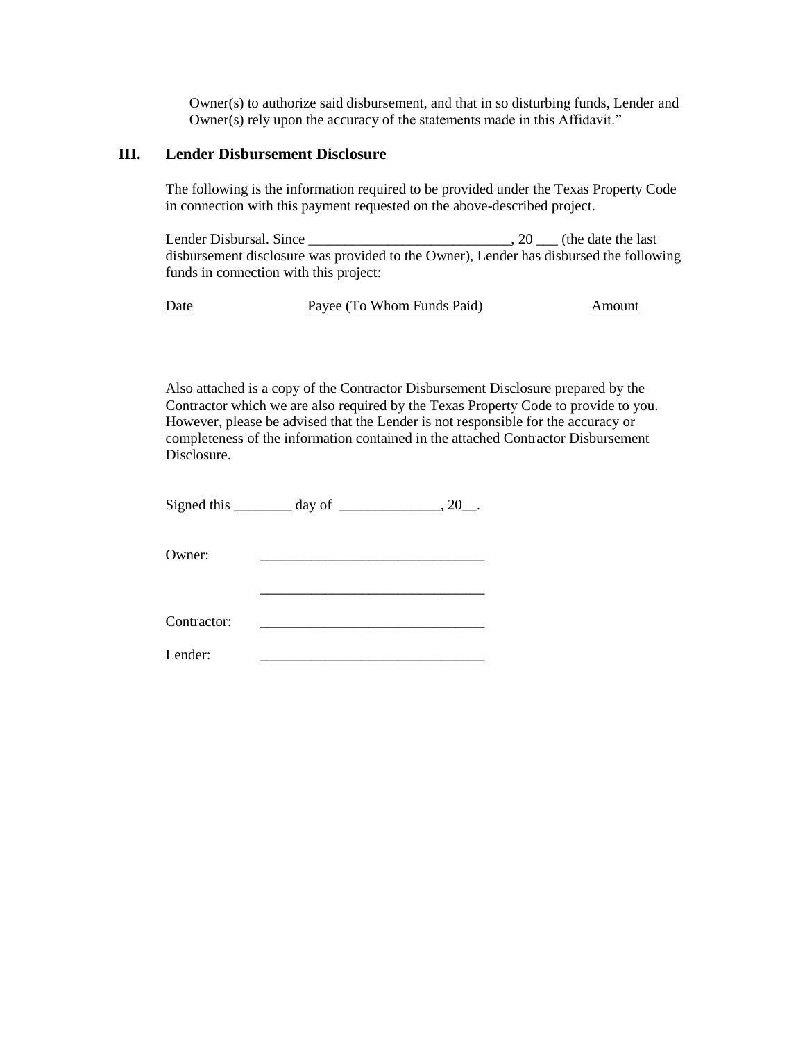Owner(s) to authorize said disbursement, and that in so disturbing funds, Lender and Owner(s) rely upon the accuracy of the statements made in this Affidavit."

## III. Lender Disbursement Disclosure

The following is the information required to be provided under the Texas Property Code in connection with this payment requested on the above-described project.

Lender Disbursal. Since ____________________________, 20 ___ (the date the last disbursement disclosure was provided to the Owner), Lender has disbursed the following funds in connection with this project:

| Date | Payee (To Whom Funds Paid) | Amount |
|---|---|---|

Also attached is a copy of the Contractor Disbursement Disclosure prepared by the Contractor which we are also required by the Texas Property Code to provide to you. However, please be advised that the Lender is not responsible for the accuracy or completeness of the information contained in the attached Contractor Disbursement Disclosure.

Signed this ________ day of ______________, 20__.

Owner: _______________________________

_______________________________

Contractor: _______________________________

Lender: _______________________________